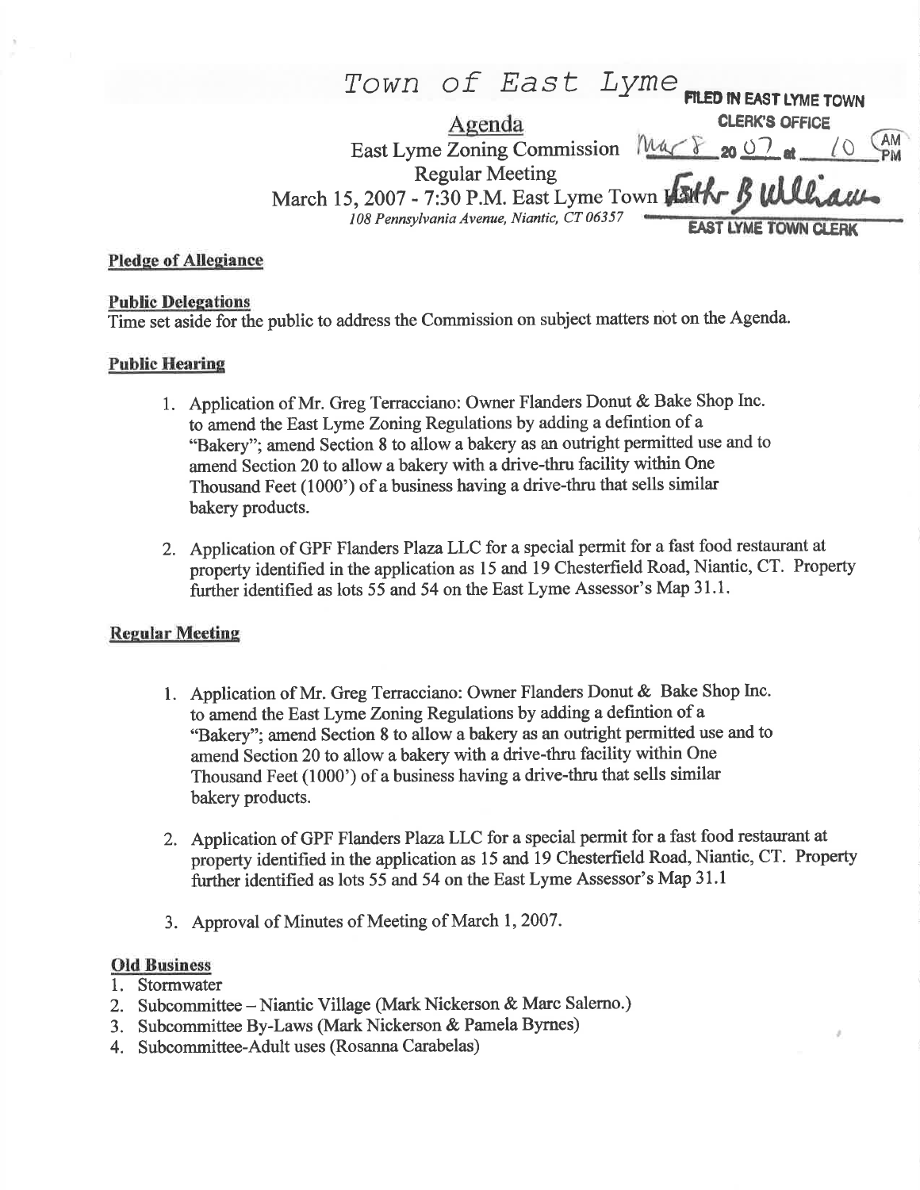# Town of East Lyme

FILED IN EAST LYME TOWN CLERK'S OFFICE
Mar 8 2007 at 10 AM
Faith B Williams
EAST LYME TOWN CLERK

## Agenda

East Lyme Zoning Commission
Regular Meeting
March 15, 2007 - 7:30 P.M. East Lyme Town Hall
*108 Pennsylvania Avenue, Niantic, CT 06357*

### Pledge of Allegiance

### Public Delegations

Time set aside for the public to address the Commission on subject matters not on the Agenda.

### Public Hearing

1. Application of Mr. Greg Terracciano: Owner Flanders Donut & Bake Shop Inc. to amend the East Lyme Zoning Regulations by adding a defintion of a "Bakery"; amend Section 8 to allow a bakery as an outright permitted use and to amend Section 20 to allow a bakery with a drive-thru facility within One Thousand Feet (1000') of a business having a drive-thru that sells similar bakery products.

2. Application of GPF Flanders Plaza LLC for a special permit for a fast food restaurant at property identified in the application as 15 and 19 Chesterfield Road, Niantic, CT. Property further identified as lots 55 and 54 on the East Lyme Assessor's Map 31.1.

### Regular Meeting

1. Application of Mr. Greg Terracciano: Owner Flanders Donut & Bake Shop Inc. to amend the East Lyme Zoning Regulations by adding a defintion of a "Bakery"; amend Section 8 to allow a bakery as an outright permitted use and to amend Section 20 to allow a bakery with a drive-thru facility within One Thousand Feet (1000') of a business having a drive-thru that sells similar bakery products.

2. Application of GPF Flanders Plaza LLC for a special permit for a fast food restaurant at property identified in the application as 15 and 19 Chesterfield Road, Niantic, CT. Property further identified as lots 55 and 54 on the East Lyme Assessor's Map 31.1

3. Approval of Minutes of Meeting of March 1, 2007.

### Old Business

1. Stormwater
2. Subcommittee – Niantic Village (Mark Nickerson & Marc Salerno.)
3. Subcommittee By-Laws (Mark Nickerson & Pamela Byrnes)
4. Subcommittee-Adult uses (Rosanna Carabelas)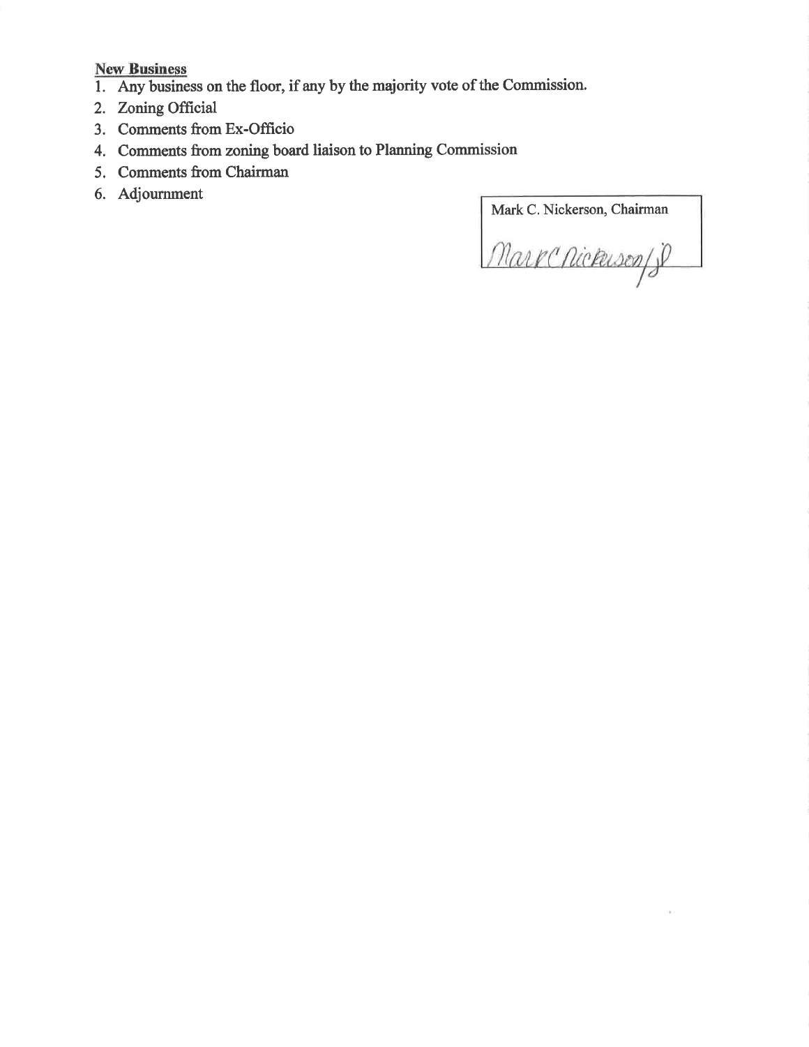**New Business**

1. Any business on the floor, if any by the majority vote of the Commission.
2. Zoning Official
3. Comments from Ex-Officio
4. Comments from zoning board liaison to Planning Commission
5. Comments from Chairman
6. Adjournment

Mark C. Nickerson, Chairman

Mark C Nickerson/jl